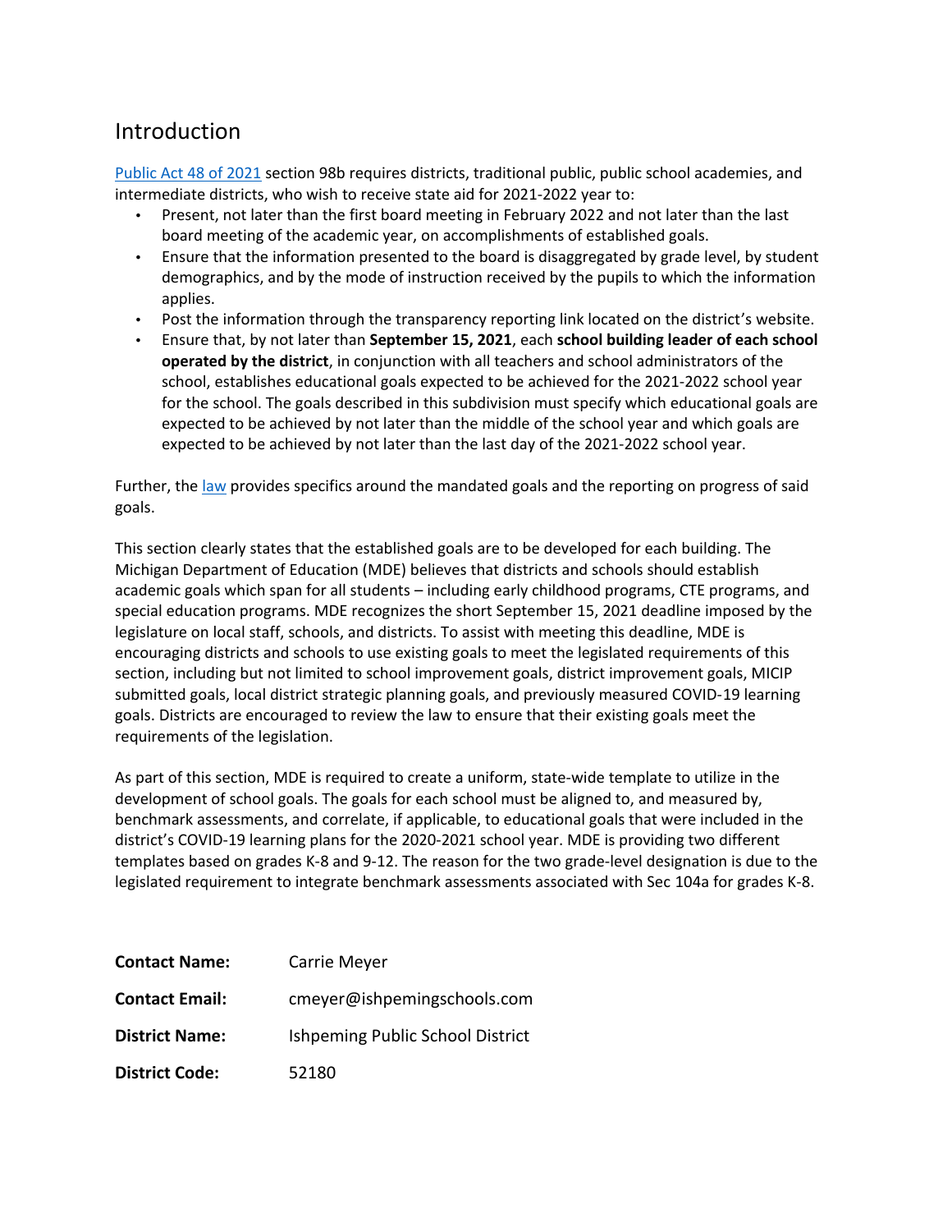# Introduction

Public Act 48 of 2021 section 98b requires districts, traditional public, public school academies, and intermediate districts, who wish to receive state aid for 2021-2022 year to:

- Present, not later than the first board meeting in February 2022 and not later than the last board meeting of the academic year, on accomplishments of established goals.
- Ensure that the information presented to the board is disaggregated by grade level, by student demographics, and by the mode of instruction received by the pupils to which the information applies.
- Post the information through the transparency reporting link located on the district's website.
- Ensure that, by not later than **September 15, 2021**, each **school building leader of each school operated by the district**, in conjunction with all teachers and school administrators of the school, establishes educational goals expected to be achieved for the 2021-2022 school year for the school. The goals described in this subdivision must specify which educational goals are expected to be achieved by not later than the middle of the school year and which goals are expected to be achieved by not later than the last day of the 2021-2022 school year.

Further, the law provides specifics around the mandated goals and the reporting on progress of said goals.

This section clearly states that the established goals are to be developed for each building. The Michigan Department of Education (MDE) believes that districts and schools should establish academic goals which span for all students – including early childhood programs, CTE programs, and special education programs. MDE recognizes the short September 15, 2021 deadline imposed by the legislature on local staff, schools, and districts. To assist with meeting this deadline, MDE is encouraging districts and schools to use existing goals to meet the legislated requirements of this section, including but not limited to school improvement goals, district improvement goals, MICIP submitted goals, local district strategic planning goals, and previously measured COVID-19 learning goals. Districts are encouraged to review the law to ensure that their existing goals meet the requirements of the legislation.

As part of this section, MDE is required to create a uniform, state-wide template to utilize in the development of school goals. The goals for each school must be aligned to, and measured by, benchmark assessments, and correlate, if applicable, to educational goals that were included in the district's COVID-19 learning plans for the 2020-2021 school year. MDE is providing two different templates based on grades K-8 and 9-12. The reason for the two grade-level designation is due to the legislated requirement to integrate benchmark assessments associated with Sec 104a for grades K-8.

| | |
|---|---|
| **Contact Name:** | Carrie Meyer |
| **Contact Email:** | cmeyer@ishpemingschools.com |
| **District Name:** | Ishpeming Public School District |
| **District Code:** | 52180 |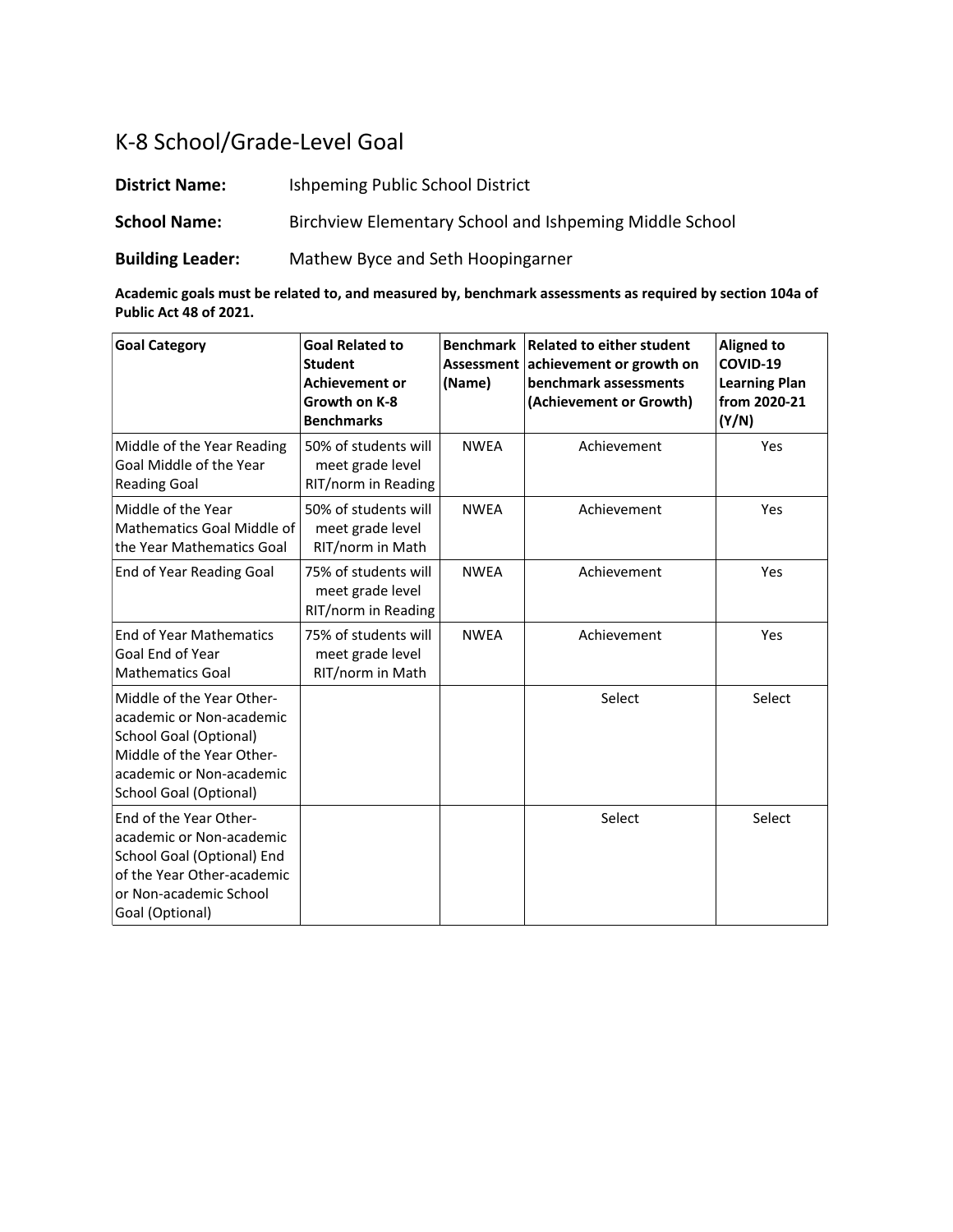# K-8 School/Grade-Level Goal

**District Name:** Ishpeming Public School District

**School Name:** Birchview Elementary School and Ishpeming Middle School

**Building Leader:** Mathew Byce and Seth Hoopingarner

**Academic goals must be related to, and measured by, benchmark assessments as required by section 104a of Public Act 48 of 2021.**

| Goal Category | Goal Related to Student Achievement or Growth on K-8 Benchmarks | Benchmark Assessment (Name) | Related to either student achievement or growth on benchmark assessments (Achievement or Growth) | Aligned to COVID-19 Learning Plan from 2020-21 (Y/N) |
|---|---|---|---|---|
| Middle of the Year Reading Goal Middle of the Year Reading Goal | 50% of students will meet grade level RIT/norm in Reading | NWEA | Achievement | Yes |
| Middle of the Year Mathematics Goal Middle of the Year Mathematics Goal | 50% of students will meet grade level RIT/norm in Math | NWEA | Achievement | Yes |
| End of Year Reading Goal | 75% of students will meet grade level RIT/norm in Reading | NWEA | Achievement | Yes |
| End of Year Mathematics Goal End of Year Mathematics Goal | 75% of students will meet grade level RIT/norm in Math | NWEA | Achievement | Yes |
| Middle of the Year Other-academic or Non-academic School Goal (Optional) Middle of the Year Other-academic or Non-academic School Goal (Optional) | | | Select | Select |
| End of the Year Other-academic or Non-academic School Goal (Optional) End of the Year Other-academic or Non-academic School Goal (Optional) | | | Select | Select |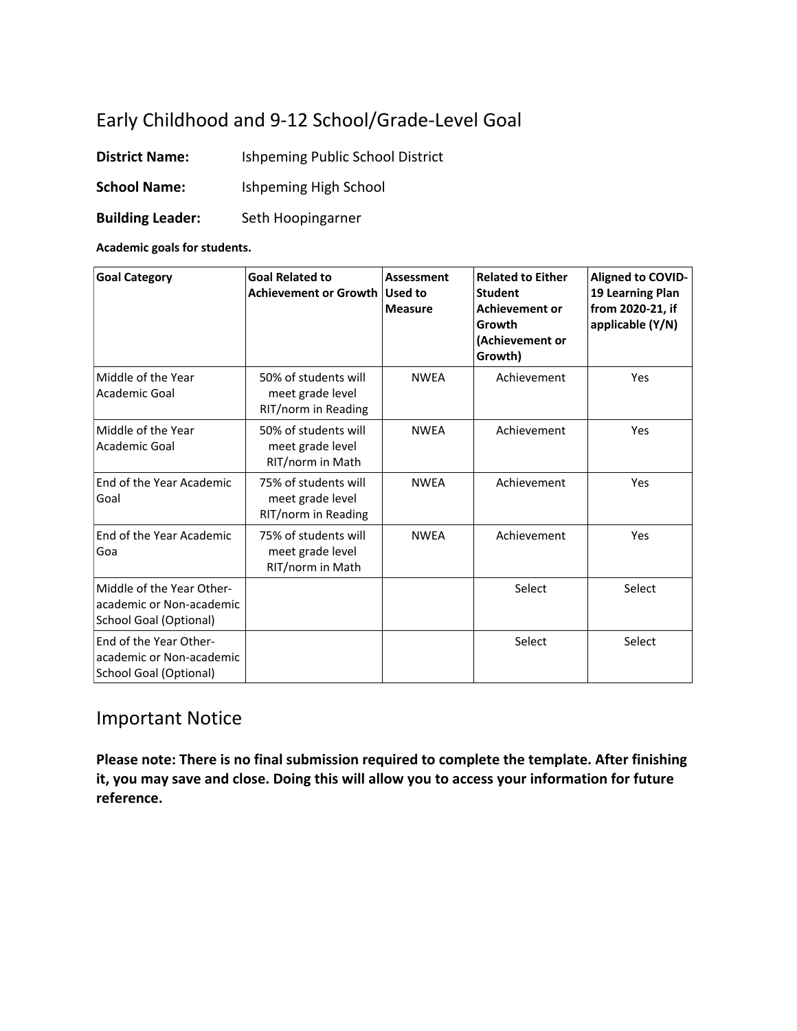# Early Childhood and 9-12 School/Grade-Level Goal

**District Name:** Ishpeming Public School District

**School Name:** Ishpeming High School

**Building Leader:** Seth Hoopingarner

**Academic goals for students.**

| Goal Category | Goal Related to Achievement or Growth | Assessment Used to Measure | Related to Either Student Achievement or Growth (Achievement or Growth) | Aligned to COVID-19 Learning Plan from 2020-21, if applicable (Y/N) |
|---|---|---|---|---|
| Middle of the Year Academic Goal | 50% of students will meet grade level RIT/norm in Reading | NWEA | Achievement | Yes |
| Middle of the Year Academic Goal | 50% of students will meet grade level RIT/norm in Math | NWEA | Achievement | Yes |
| End of the Year Academic Goal | 75% of students will meet grade level RIT/norm in Reading | NWEA | Achievement | Yes |
| End of the Year Academic Goa | 75% of students will meet grade level RIT/norm in Math | NWEA | Achievement | Yes |
| Middle of the Year Other-academic or Non-academic School Goal (Optional) | | | Select | Select |
| End of the Year Other-academic or Non-academic School Goal (Optional) | | | Select | Select |

## Important Notice

**Please note: There is no final submission required to complete the template. After finishing it, you may save and close. Doing this will allow you to access your information for future reference.**